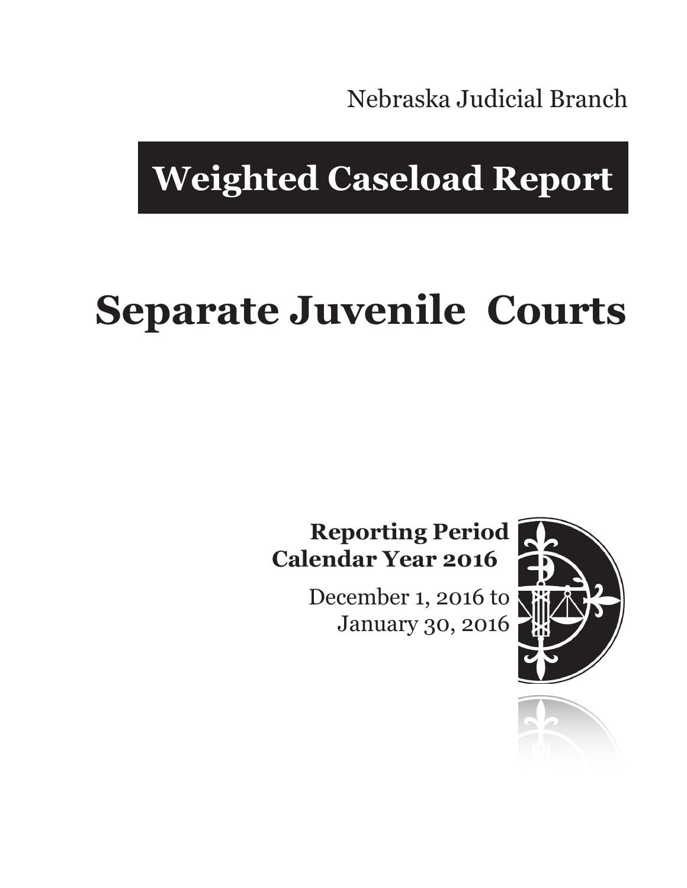Nebraska Judicial Branch

# Weighted Caseload Report

# Separate Juvenile Courts

**Reporting Period**
**Calendar Year 2016**

December 1, 2016 to
January 30, 2016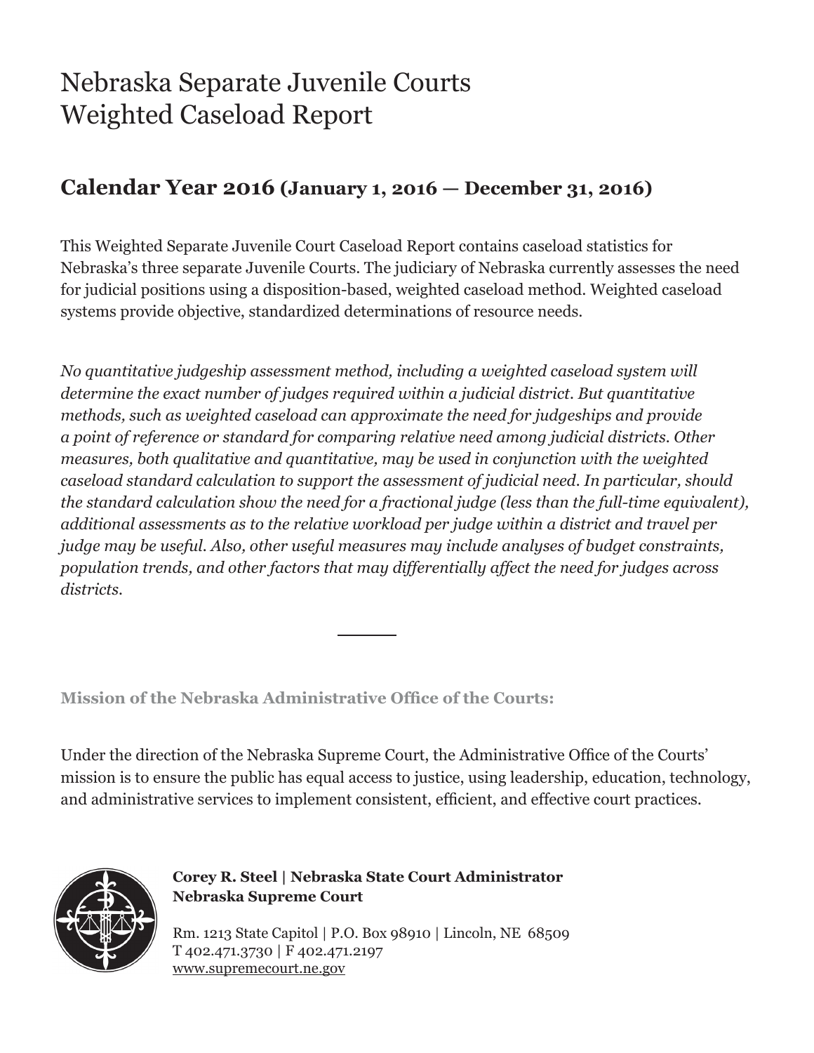# Nebraska Separate Juvenile Courts
# Weighted Caseload Report

## Calendar Year 2016 (January 1, 2016 — December 31, 2016)

This Weighted Separate Juvenile Court Caseload Report contains caseload statistics for Nebraska's three separate Juvenile Courts. The judiciary of Nebraska currently assesses the need for judicial positions using a disposition-based, weighted caseload method. Weighted caseload systems provide objective, standardized determinations of resource needs.

*No quantitative judgeship assessment method, including a weighted caseload system will determine the exact number of judges required within a judicial district. But quantitative methods, such as weighted caseload can approximate the need for judgeships and provide a point of reference or standard for comparing relative need among judicial districts. Other measures, both qualitative and quantitative, may be used in conjunction with the weighted caseload standard calculation to support the assessment of judicial need. In particular, should the standard calculation show the need for a fractional judge (less than the full-time equivalent), additional assessments as to the relative workload per judge within a district and travel per judge may be useful. Also, other useful measures may include analyses of budget constraints, population trends, and other factors that may differentially affect the need for judges across districts.*

---

**Mission of the Nebraska Administrative Office of the Courts:**

Under the direction of the Nebraska Supreme Court, the Administrative Office of the Courts' mission is to ensure the public has equal access to justice, using leadership, education, technology, and administrative services to implement consistent, efficient, and effective court practices.

**Corey R. Steel | Nebraska State Court Administrator**
**Nebraska Supreme Court**

Rm. 1213 State Capitol | P.O. Box 98910 | Lincoln, NE 68509
T 402.471.3730 | F 402.471.2197
www.supremecourt.ne.gov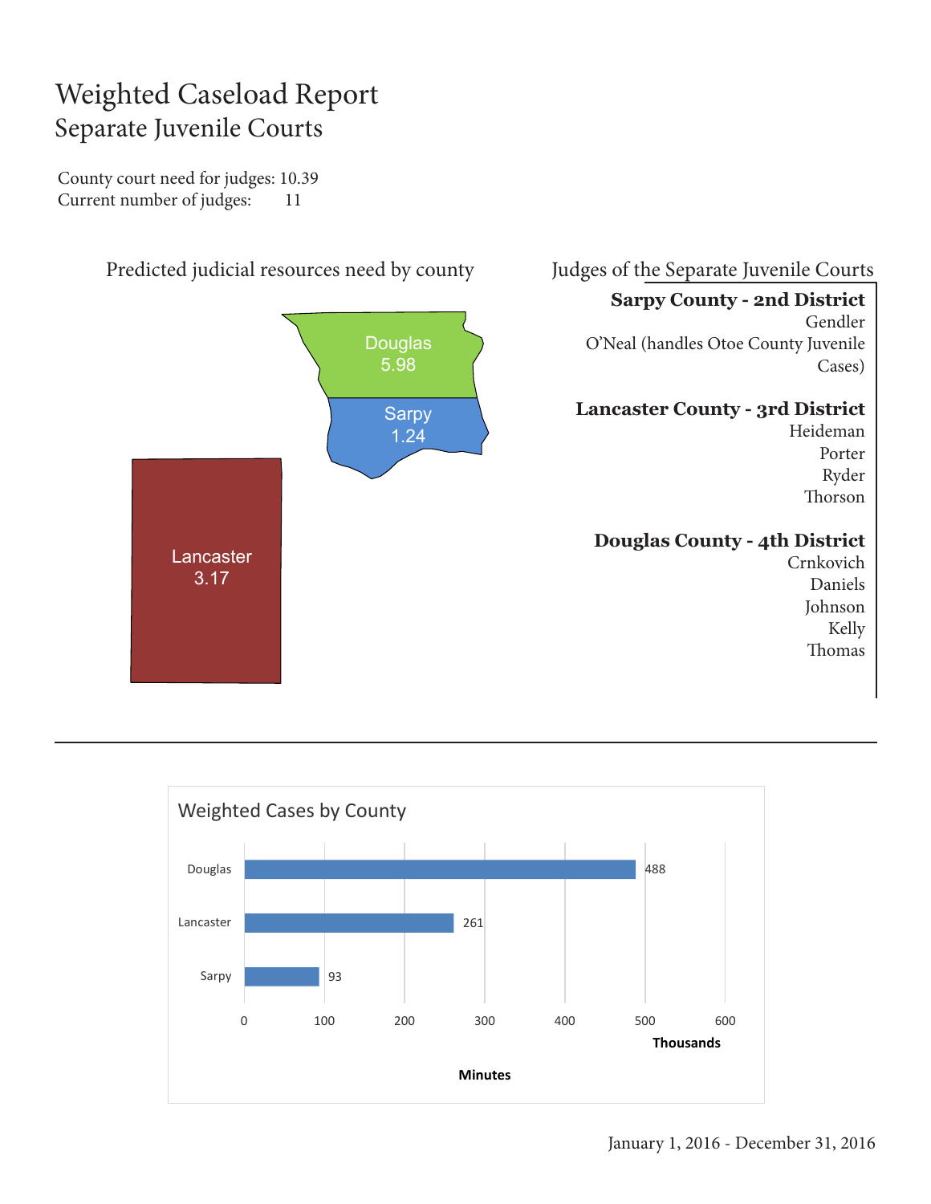# Weighted Caseload Report

## Separate Juvenile Courts

County court need for judges: 10.39
Current number of judges: 11

Predicted judicial resources need by county

Douglas
5.98

Sarpy
1.24

Lancaster
3.17

### Judges of the Separate Juvenile Courts

**Sarpy County - 2nd District**
Gendler
O'Neal (handles Otoe County Juvenile Cases)

**Lancaster County - 3rd District**
Heideman
Porter
Ryder
Thorson

**Douglas County - 4th District**
Crnkovich
Daniels
Johnson
Kelly
Thomas

---

Weighted Cases by County

Douglas 488
Lancaster 261
Sarpy 93

0 100 200 300 400 500 600
Thousands
Minutes

January 1, 2016 - December 31, 2016